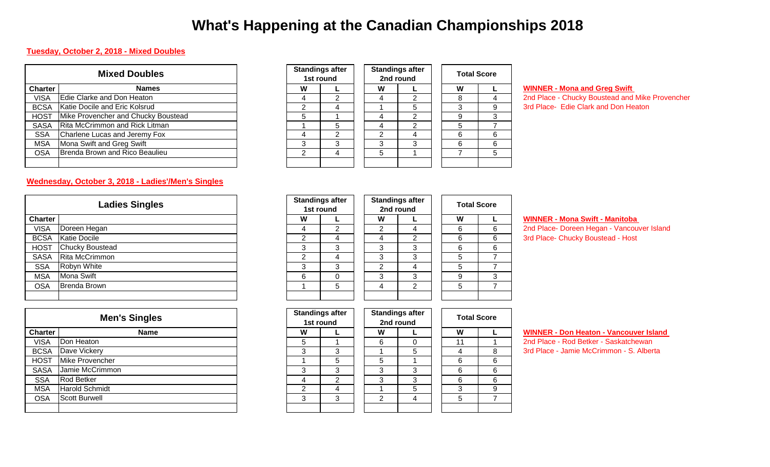# What's Happening at the Canadian Championships 2018

**Tuesday, October 2, 2018 - Mixed Doubles**

| Mixed Doubles | | Standings after 1st round | | Standings after 2nd round | | Total Score | |
|---|---|---|---|---|---|---|---|
| **Charter** | **Names** | **W** | **L** | **W** | **L** | **W** | **L** |
| VISA | Edie Clarke and Don Heaton | 4 | 2 | 4 | 2 | 8 | 4 |
| BCSA | Katie Docile and Eric Kolsrud | 2 | 4 | 1 | 5 | 3 | 9 |
| HOST | Mike Provencher and Chucky Boustead | 5 | 1 | 4 | 2 | 9 | 3 |
| SASA | Rita McCrimmon and Rick Litman | 1 | 5 | 4 | 2 | 5 | 7 |
| SSA | Charlene Lucas and Jeremy Fox | 4 | 2 | 2 | 4 | 6 | 6 |
| MSA | Mona Swift and Greg Swift | 3 | 3 | 3 | 3 | 6 | 6 |
| OSA | Brenda Brown and Rico Beaulieu | 2 | 4 | 5 | 1 | 7 | 5 |
| | | | | | | | |

**WINNER - Mona and Greg Swift**
2nd Place - Chucky Boustead and Mike Provencher
3rd Place- Edie Clark and Don Heaton

**Wednesday, October 3, 2018 - Ladies'/Men's Singles**

| Ladies Singles | | Standings after 1st round | | Standings after 2nd round | | Total Score | |
|---|---|---|---|---|---|---|---|
| **Charter** | | **W** | **L** | **W** | **L** | **W** | **L** |
| VISA | Doreen Hegan | 4 | 2 | 2 | 4 | 6 | 6 |
| BCSA | Katie Docile | 2 | 4 | 4 | 2 | 6 | 6 |
| HOST | Chucky Boustead | 3 | 3 | 3 | 3 | 6 | 6 |
| SASA | Rita McCrimmon | 2 | 4 | 3 | 3 | 5 | 7 |
| SSA | Robyn White | 3 | 3 | 2 | 4 | 5 | 7 |
| MSA | Mona Swift | 6 | 0 | 3 | 3 | 9 | 3 |
| OSA | Brenda Brown | 1 | 5 | 4 | 2 | 5 | 7 |
| | | | | | | | |

**WINNER - Mona Swift - Manitoba**
2nd Place- Doreen Hegan - Vancouver Island
3rd Place- Chucky Boustead - Host

| Men's Singles | | Standings after 1st round | | Standings after 2nd round | | Total Score | |
|---|---|---|---|---|---|---|---|
| **Charter** | **Name** | **W** | **L** | **W** | **L** | **W** | **L** |
| VISA | Don Heaton | 5 | 1 | 6 | 0 | 11 | 1 |
| BCSA | Dave Vickery | 3 | 3 | 1 | 5 | 4 | 8 |
| HOST | Mike Provencher | 1 | 5 | 5 | 1 | 6 | 6 |
| SASA | Jamie McCrimmon | 3 | 3 | 3 | 3 | 6 | 6 |
| SSA | Rod Betker | 4 | 2 | 3 | 3 | 6 | 6 |
| MSA | Harold Schmidt | 2 | 4 | 1 | 5 | 3 | 9 |
| OSA | Scott Burwell | 3 | 3 | 2 | 4 | 5 | 7 |
| | | | | | | | |

**WINNER - Don Heaton - Vancouver Island**
2nd Place - Rod Betker - Saskatchewan
3rd Place - Jamie McCrimmon - S. Alberta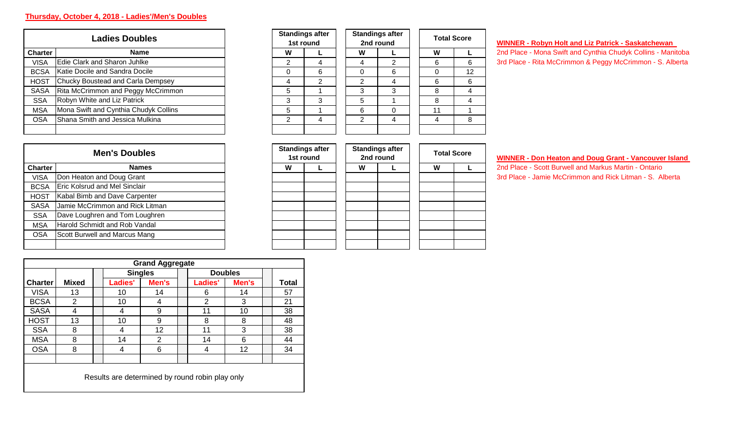**Thursday, October 4, 2018 - Ladies'/Men's Doubles**

| Ladies Doubles | | Standings after 1st round | | Standings after 2nd round | | Total Score | |
|---|---|---|---|---|---|---|---|
| Charter | Name | W | L | W | L | W | L |
| VISA | Edie Clark and Sharon Juhlke | 2 | 4 | 4 | 2 | 6 | 6 |
| BCSA | Katie Docile and Sandra Docile | 0 | 6 | 0 | 6 | 0 | 12 |
| HOST | Chucky Boustead and Carla Dempsey | 4 | 2 | 2 | 4 | 6 | 6 |
| SASA | Rita McCrimmon and Peggy McCrimmon | 5 | 1 | 3 | 3 | 8 | 4 |
| SSA | Robyn White and Liz Patrick | 3 | 3 | 5 | 1 | 8 | 4 |
| MSA | Mona Swift and Cynthia Chudyk Collins | 5 | 1 | 6 | 0 | 11 | 1 |
| OSA | Shana Smith and Jessica Mulkina | 2 | 4 | 2 | 4 | 4 | 8 |
| | | | | | | | |

**WINNER - Robyn Holt and Liz Patrick - Saskatchewan**
2nd Place - Mona Swift and Cynthia Chudyk Collins - Manitoba
3rd Place - Rita McCrimmon & Peggy McCrimmon - S. Alberta

| Men's Doubles | | Standings after 1st round | | Standings after 2nd round | | Total Score | |
|---|---|---|---|---|---|---|---|
| Charter | Names | W | L | W | L | W | L |
| VISA | Don Heaton and Doug Grant | | | | | | |
| BCSA | Eric Kolsrud and Mel Sinclair | | | | | | |
| HOST | Kabal Bimb and Dave Carpenter | | | | | | |
| SASA | Jamie McCrimmon and Rick Litman | | | | | | |
| SSA | Dave Loughren and Tom Loughren | | | | | | |
| MSA | Harold Schmidt and Rob Vandal | | | | | | |
| OSA | Scott Burwell and Marcus Mang | | | | | | |
| | | | | | | | |

**WINNER - Don Heaton and Doug Grant - Vancouver Island**
2nd Place - Scott Burwell and Markus Martin - Ontario
3rd Place - Jamie McCrimmon and Rick Litman - S. Alberta

| Grand Aggregate | | | | | | |
|---|---|---|---|---|---|---|
| | | Singles | | Doubles | | |
| Charter | Mixed | Ladies' | Men's | Ladies' | Men's | Total |
| VISA | 13 | 10 | 14 | 6 | 14 | 57 |
| BCSA | 2 | 10 | 4 | 2 | 3 | 21 |
| SASA | 4 | 4 | 9 | 11 | 10 | 38 |
| HOST | 13 | 10 | 9 | 8 | 8 | 48 |
| SSA | 8 | 4 | 12 | 11 | 3 | 38 |
| MSA | 8 | 14 | 2 | 14 | 6 | 44 |
| OSA | 8 | 4 | 6 | 4 | 12 | 34 |
| | | | | | | |

Results are determined by round robin play only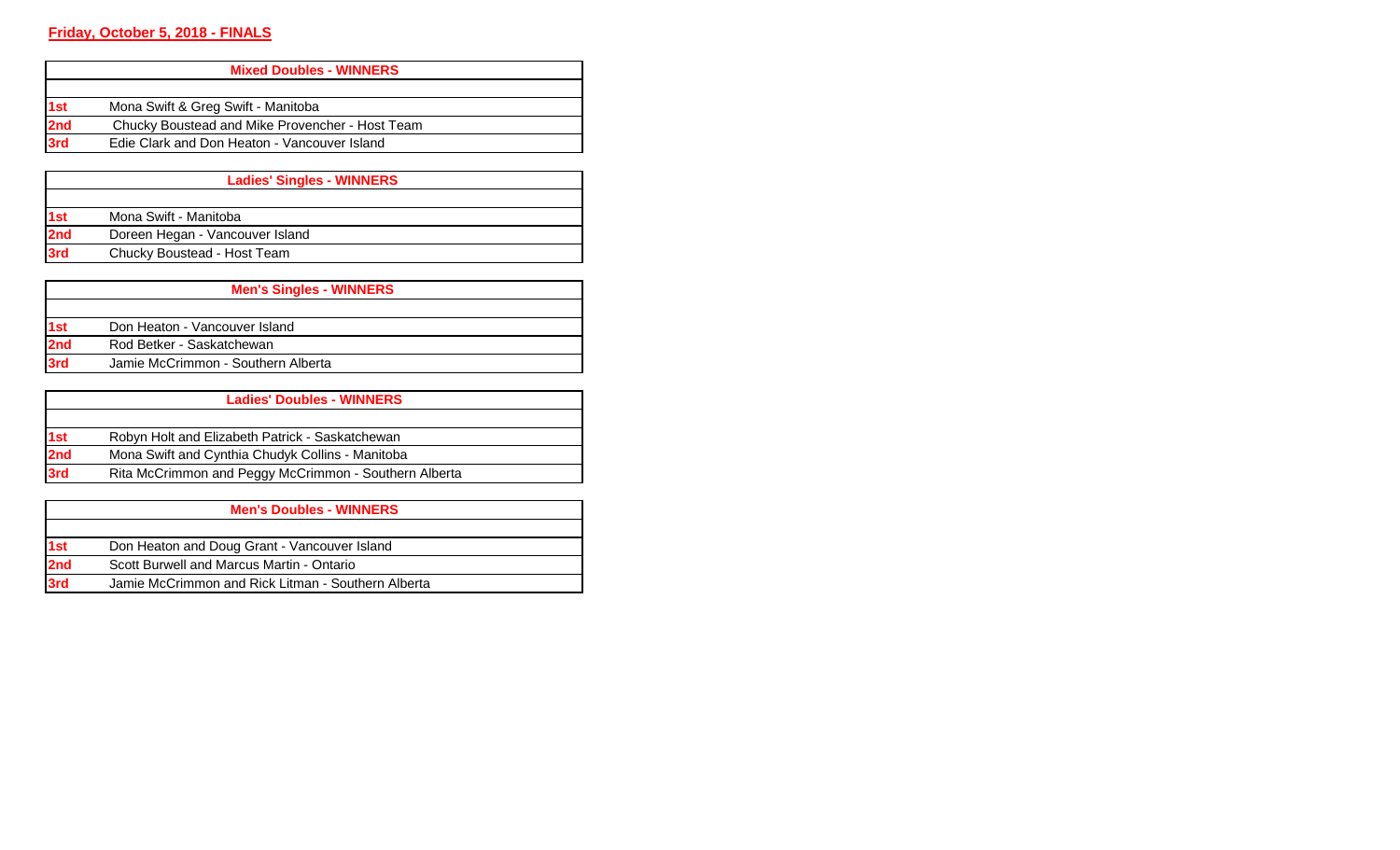**Friday, October 5, 2018 - FINALS**

| Mixed Doubles - WINNERS | |
|---|---|
| 1st | Mona Swift & Greg Swift - Manitoba |
| 2nd | Chucky Boustead and Mike Provencher - Host Team |
| 3rd | Edie Clark and Don Heaton - Vancouver Island |

| Ladies' Singles - WINNERS | |
|---|---|
| 1st | Mona Swift - Manitoba |
| 2nd | Doreen Hegan - Vancouver Island |
| 3rd | Chucky Boustead - Host Team |

| Men's Singles - WINNERS | |
|---|---|
| 1st | Don Heaton - Vancouver Island |
| 2nd | Rod Betker - Saskatchewan |
| 3rd | Jamie McCrimmon - Southern Alberta |

| Ladies' Doubles - WINNERS | |
|---|---|
| 1st | Robyn Holt and Elizabeth Patrick - Saskatchewan |
| 2nd | Mona Swift and Cynthia Chudyk Collins - Manitoba |
| 3rd | Rita McCrimmon and Peggy McCrimmon - Southern Alberta |

| Men's Doubles - WINNERS | |
|---|---|
| 1st | Don Heaton and Doug Grant - Vancouver Island |
| 2nd | Scott Burwell and Marcus Martin - Ontario |
| 3rd | Jamie McCrimmon and Rick Litman - Southern Alberta |